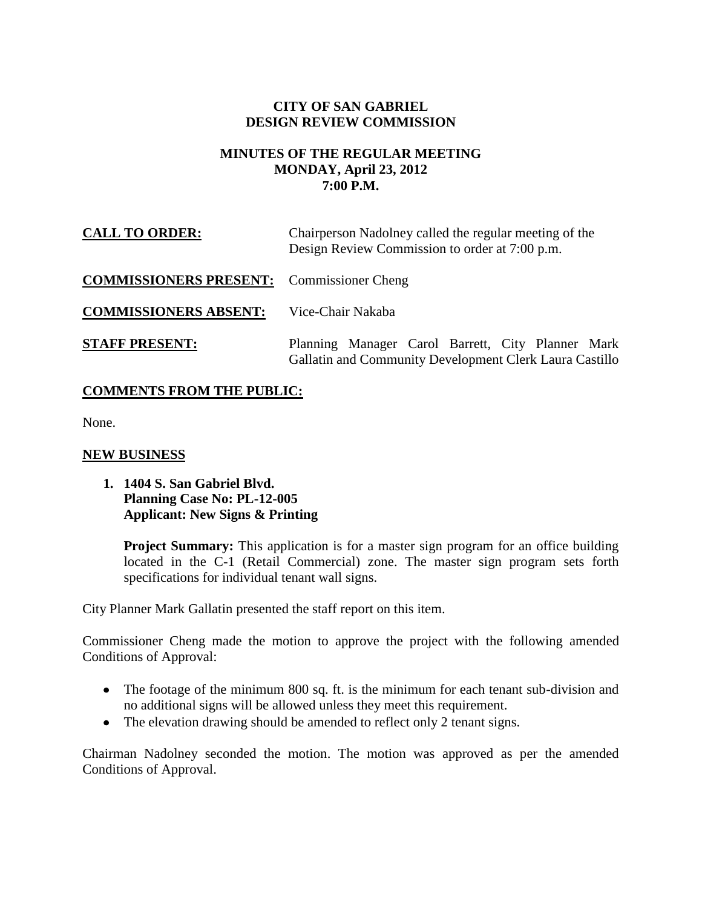# CITY OF SAN GABRIEL
# DESIGN REVIEW COMMISSION

## MINUTES OF THE REGULAR MEETING
## MONDAY, April 23, 2012
## 7:00 P.M.

**CALL TO ORDER:** Chairperson Nadolney called the regular meeting of the Design Review Commission to order at 7:00 p.m.

**COMMISSIONERS PRESENT:** Commissioner Cheng

**COMMISSIONERS ABSENT:** Vice-Chair Nakaba

**STAFF PRESENT:** Planning Manager Carol Barrett, City Planner Mark Gallatin and Community Development Clerk Laura Castillo

## COMMENTS FROM THE PUBLIC:

None.

## NEW BUSINESS

**1. 1404 S. San Gabriel Blvd.**
**Planning Case No: PL-12-005**
**Applicant: New Signs & Printing**

**Project Summary:** This application is for a master sign program for an office building located in the C-1 (Retail Commercial) zone. The master sign program sets forth specifications for individual tenant wall signs.

City Planner Mark Gallatin presented the staff report on this item.

Commissioner Cheng made the motion to approve the project with the following amended Conditions of Approval:

- The footage of the minimum 800 sq. ft. is the minimum for each tenant sub-division and no additional signs will be allowed unless they meet this requirement.
- The elevation drawing should be amended to reflect only 2 tenant signs.

Chairman Nadolney seconded the motion. The motion was approved as per the amended Conditions of Approval.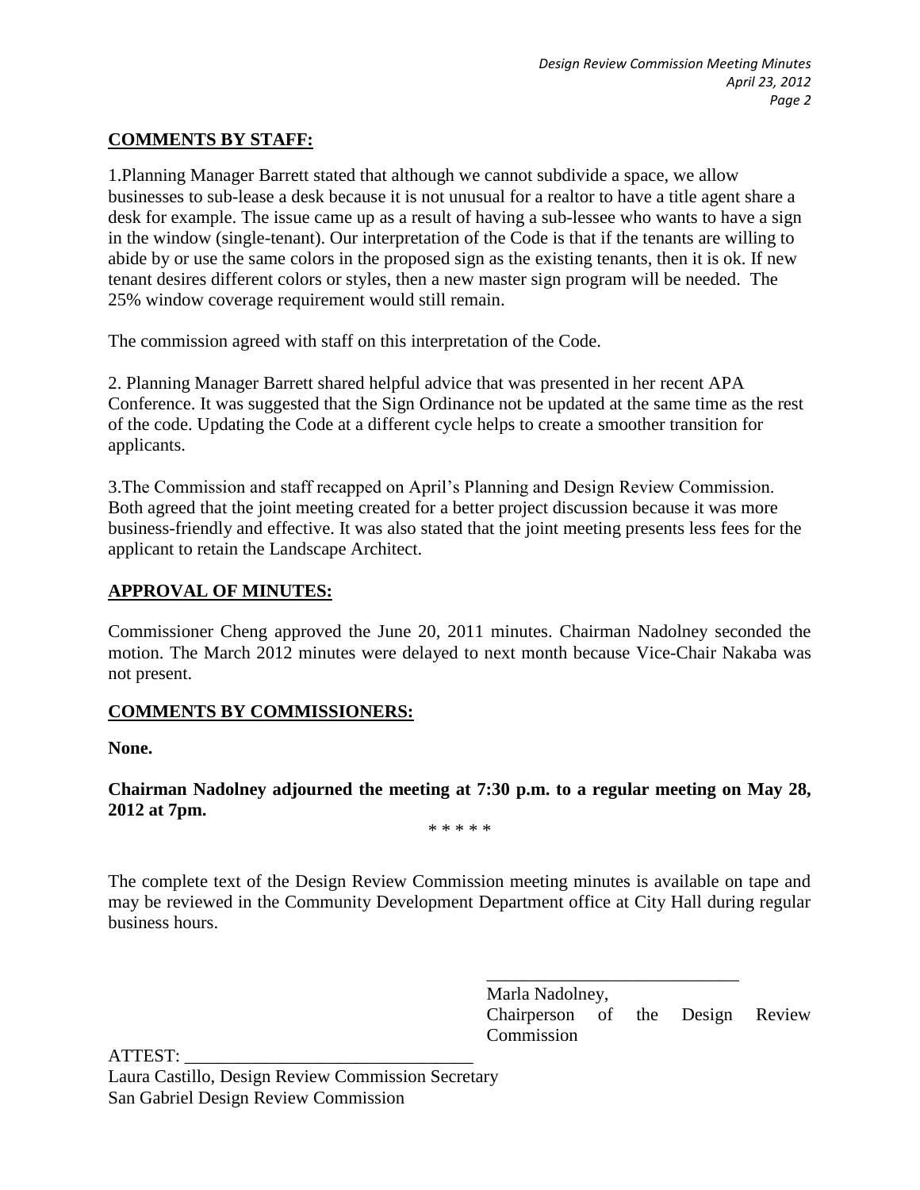## COMMENTS BY STAFF:

1.Planning Manager Barrett stated that although we cannot subdivide a space, we allow businesses to sub-lease a desk because it is not unusual for a realtor to have a title agent share a desk for example. The issue came up as a result of having a sub-lessee who wants to have a sign in the window (single-tenant). Our interpretation of the Code is that if the tenants are willing to abide by or use the same colors in the proposed sign as the existing tenants, then it is ok. If new tenant desires different colors or styles, then a new master sign program will be needed. The 25% window coverage requirement would still remain.

The commission agreed with staff on this interpretation of the Code.

2. Planning Manager Barrett shared helpful advice that was presented in her recent APA Conference. It was suggested that the Sign Ordinance not be updated at the same time as the rest of the code. Updating the Code at a different cycle helps to create a smoother transition for applicants.

3.The Commission and staff recapped on April's Planning and Design Review Commission. Both agreed that the joint meeting created for a better project discussion because it was more business-friendly and effective. It was also stated that the joint meeting presents less fees for the applicant to retain the Landscape Architect.

## APPROVAL OF MINUTES:

Commissioner Cheng approved the June 20, 2011 minutes. Chairman Nadolney seconded the motion. The March 2012 minutes were delayed to next month because Vice-Chair Nakaba was not present.

## COMMENTS BY COMMISSIONERS:

**None.**

**Chairman Nadolney adjourned the meeting at 7:30 p.m. to a regular meeting on May 28, 2012 at 7pm.**

\* \* \* \* \*

The complete text of the Design Review Commission meeting minutes is available on tape and may be reviewed in the Community Development Department office at City Hall during regular business hours.

\_\_\_\_\_\_\_\_\_\_\_\_\_\_\_\_\_\_\_\_\_\_\_\_\_\_\_\_

Marla Nadolney,
Chairperson of the Design Review Commission

ATTEST: \_\_\_\_\_\_\_\_\_\_\_\_\_\_\_\_\_\_\_\_\_\_\_\_\_\_\_\_\_\_\_

Laura Castillo, Design Review Commission Secretary
San Gabriel Design Review Commission